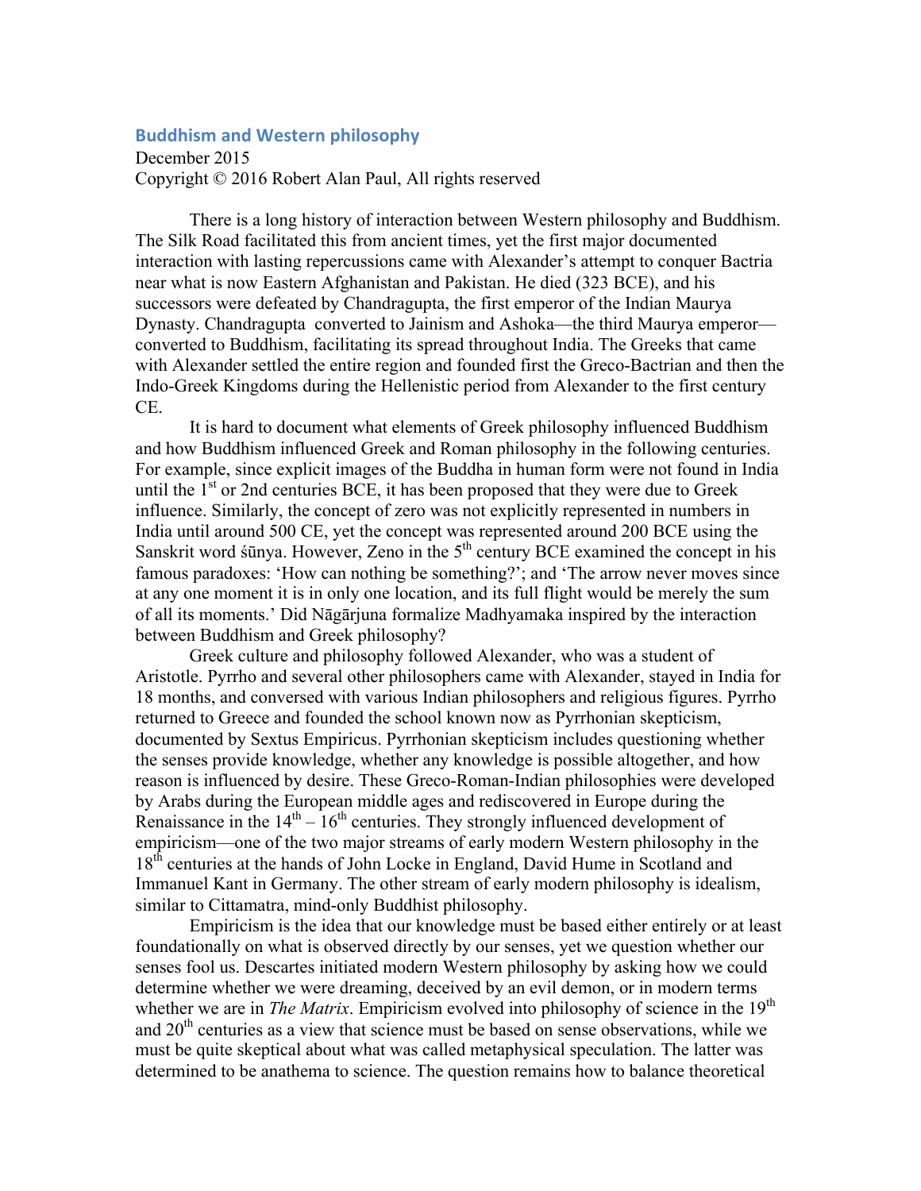## Buddhism and Western philosophy

December 2015
Copyright © 2016 Robert Alan Paul, All rights reserved

There is a long history of interaction between Western philosophy and Buddhism. The Silk Road facilitated this from ancient times, yet the first major documented interaction with lasting repercussions came with Alexander's attempt to conquer Bactria near what is now Eastern Afghanistan and Pakistan. He died (323 BCE), and his successors were defeated by Chandragupta, the first emperor of the Indian Maurya Dynasty. Chandragupta converted to Jainism and Ashoka—the third Maurya emperor—converted to Buddhism, facilitating its spread throughout India. The Greeks that came with Alexander settled the entire region and founded first the Greco-Bactrian and then the Indo-Greek Kingdoms during the Hellenistic period from Alexander to the first century CE.

It is hard to document what elements of Greek philosophy influenced Buddhism and how Buddhism influenced Greek and Roman philosophy in the following centuries. For example, since explicit images of the Buddha in human form were not found in India until the 1st or 2nd centuries BCE, it has been proposed that they were due to Greek influence. Similarly, the concept of zero was not explicitly represented in numbers in India until around 500 CE, yet the concept was represented around 200 BCE using the Sanskrit word śūnya. However, Zeno in the 5th century BCE examined the concept in his famous paradoxes: 'How can nothing be something?'; and 'The arrow never moves since at any one moment it is in only one location, and its full flight would be merely the sum of all its moments.' Did Nāgārjuna formalize Madhyamaka inspired by the interaction between Buddhism and Greek philosophy?

Greek culture and philosophy followed Alexander, who was a student of Aristotle. Pyrrho and several other philosophers came with Alexander, stayed in India for 18 months, and conversed with various Indian philosophers and religious figures. Pyrrho returned to Greece and founded the school known now as Pyrrhonian skepticism, documented by Sextus Empiricus. Pyrrhonian skepticism includes questioning whether the senses provide knowledge, whether any knowledge is possible altogether, and how reason is influenced by desire. These Greco-Roman-Indian philosophies were developed by Arabs during the European middle ages and rediscovered in Europe during the Renaissance in the 14th – 16th centuries. They strongly influenced development of empiricism—one of the two major streams of early modern Western philosophy in the 18th centuries at the hands of John Locke in England, David Hume in Scotland and Immanuel Kant in Germany. The other stream of early modern philosophy is idealism, similar to Cittamatra, mind-only Buddhist philosophy.

Empiricism is the idea that our knowledge must be based either entirely or at least foundationally on what is observed directly by our senses, yet we question whether our senses fool us. Descartes initiated modern Western philosophy by asking how we could determine whether we were dreaming, deceived by an evil demon, or in modern terms whether we are in *The Matrix*. Empiricism evolved into philosophy of science in the 19th and 20th centuries as a view that science must be based on sense observations, while we must be quite skeptical about what was called metaphysical speculation. The latter was determined to be anathema to science. The question remains how to balance theoretical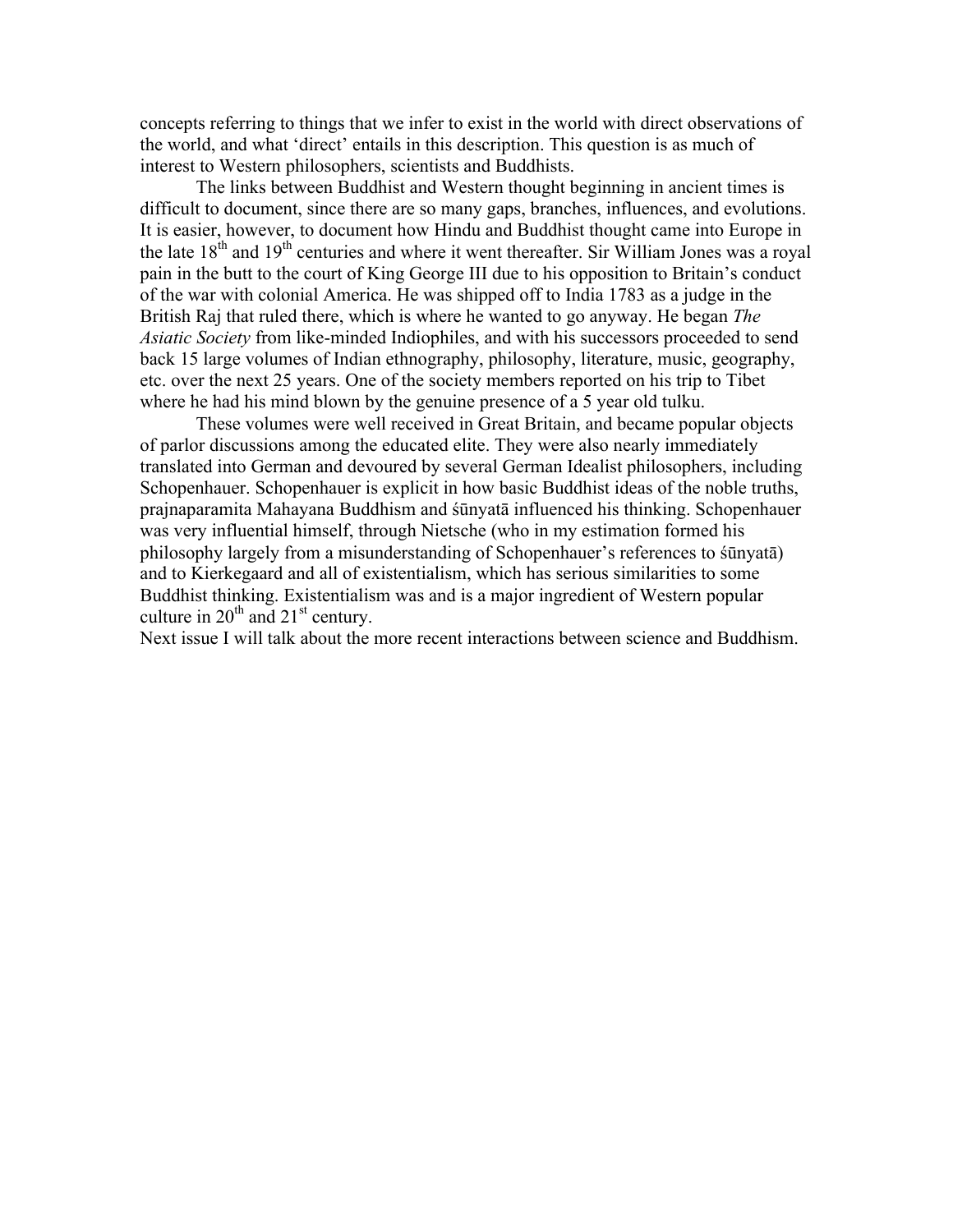concepts referring to things that we infer to exist in the world with direct observations of the world, and what 'direct' entails in this description. This question is as much of interest to Western philosophers, scientists and Buddhists.

The links between Buddhist and Western thought beginning in ancient times is difficult to document, since there are so many gaps, branches, influences, and evolutions. It is easier, however, to document how Hindu and Buddhist thought came into Europe in the late 18th and 19th centuries and where it went thereafter. Sir William Jones was a royal pain in the butt to the court of King George III due to his opposition to Britain's conduct of the war with colonial America. He was shipped off to India 1783 as a judge in the British Raj that ruled there, which is where he wanted to go anyway. He began *The Asiatic Society* from like-minded Indiophiles, and with his successors proceeded to send back 15 large volumes of Indian ethnography, philosophy, literature, music, geography, etc. over the next 25 years. One of the society members reported on his trip to Tibet where he had his mind blown by the genuine presence of a 5 year old tulku.

These volumes were well received in Great Britain, and became popular objects of parlor discussions among the educated elite. They were also nearly immediately translated into German and devoured by several German Idealist philosophers, including Schopenhauer. Schopenhauer is explicit in how basic Buddhist ideas of the noble truths, prajnaparamita Mahayana Buddhism and śūnyatā influenced his thinking. Schopenhauer was very influential himself, through Nietsche (who in my estimation formed his philosophy largely from a misunderstanding of Schopenhauer's references to śūnyatā) and to Kierkegaard and all of existentialism, which has serious similarities to some Buddhist thinking. Existentialism was and is a major ingredient of Western popular culture in 20th and 21st century.

Next issue I will talk about the more recent interactions between science and Buddhism.